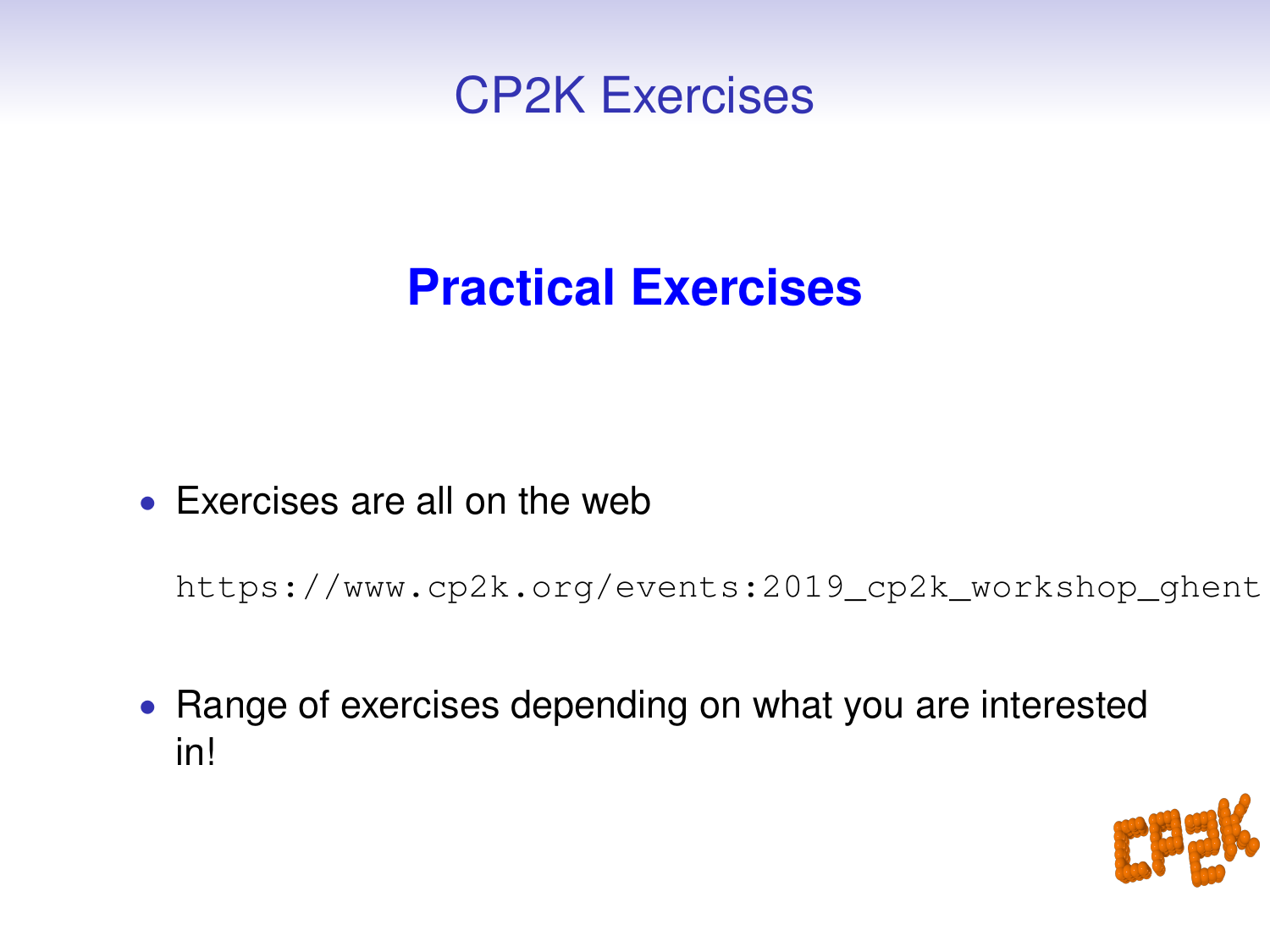# CP2K Exercises

## Practical Exercises

- Exercises are all on the web

  `https://www.cp2k.org/events:2019_cp2k_workshop_ghent`

- Range of exercises depending on what you are interested in!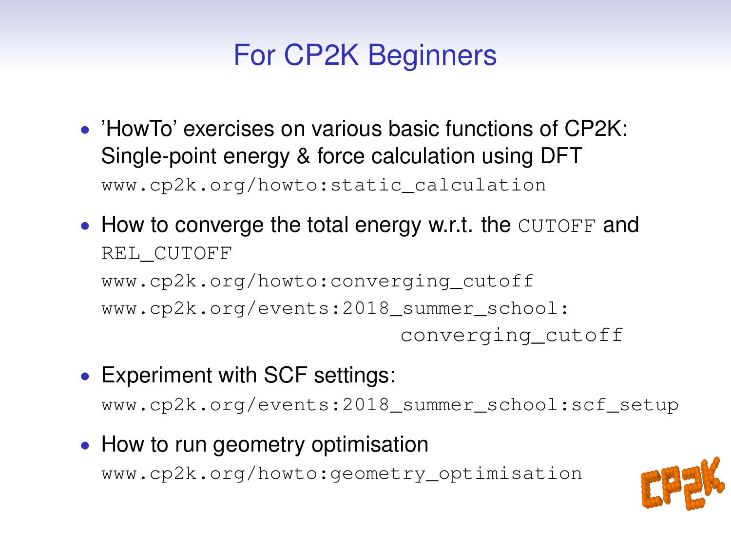# For CP2K Beginners

- 'HowTo' exercises on various basic functions of CP2K: Single-point energy & force calculation using DFT
  `www.cp2k.org/howto:static_calculation`
- How to converge the total energy w.r.t. the `CUTOFF` and `REL_CUTOFF`
  `www.cp2k.org/howto:converging_cutoff`
  `www.cp2k.org/events:2018_summer_school:converging_cutoff`
- Experiment with SCF settings:
  `www.cp2k.org/events:2018_summer_school:scf_setup`
- How to run geometry optimisation
  `www.cp2k.org/howto:geometry_optimisation`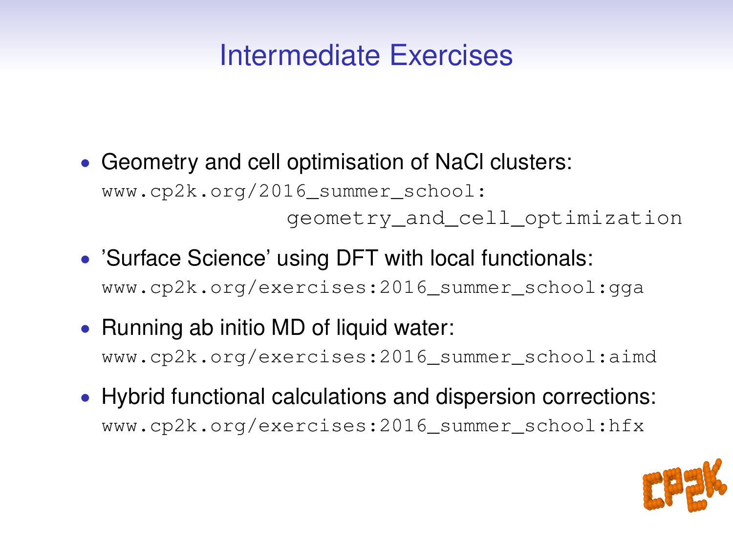# Intermediate Exercises

- Geometry and cell optimisation of NaCl clusters:
  `www.cp2k.org/2016_summer_school:geometry_and_cell_optimization`
- 'Surface Science' using DFT with local functionals:
  `www.cp2k.org/exercises:2016_summer_school:gga`
- Running ab initio MD of liquid water:
  `www.cp2k.org/exercises:2016_summer_school:aimd`
- Hybrid functional calculations and dispersion corrections:
  `www.cp2k.org/exercises:2016_summer_school:hfx`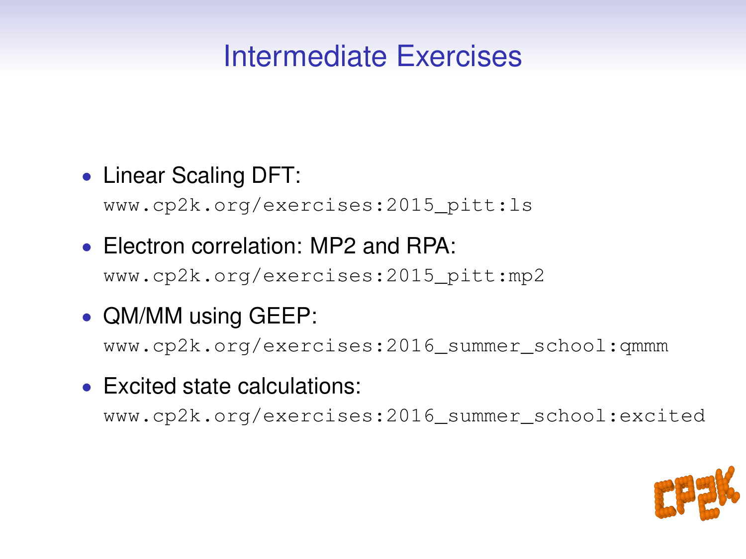# Intermediate Exercises

- Linear Scaling DFT:
  `www.cp2k.org/exercises:2015_pitt:ls`
- Electron correlation: MP2 and RPA:
  `www.cp2k.org/exercises:2015_pitt:mp2`
- QM/MM using GEEP:
  `www.cp2k.org/exercises:2016_summer_school:qmmm`
- Excited state calculations:
  `www.cp2k.org/exercises:2016_summer_school:excited`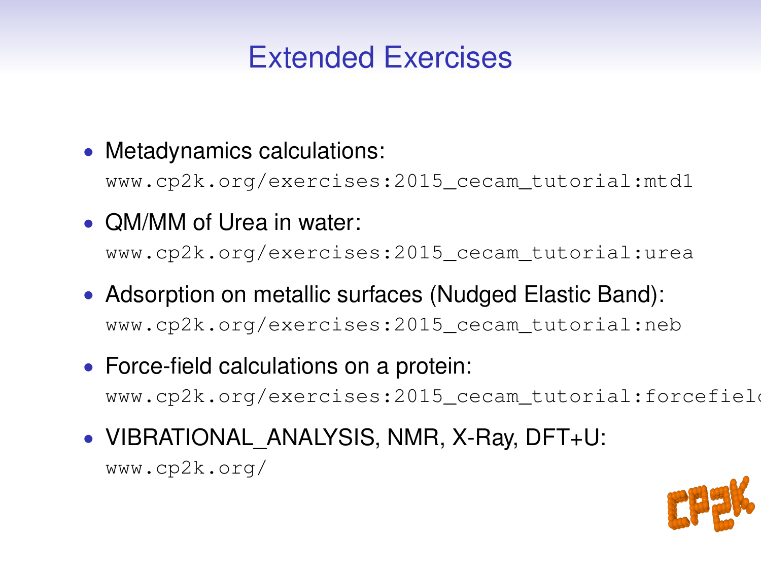# Extended Exercises

- Metadynamics calculations:
  `www.cp2k.org/exercises:2015_cecam_tutorial:mtd1`
- QM/MM of Urea in water:
  `www.cp2k.org/exercises:2015_cecam_tutorial:urea`
- Adsorption on metallic surfaces (Nudged Elastic Band):
  `www.cp2k.org/exercises:2015_cecam_tutorial:neb`
- Force-field calculations on a protein:
  `www.cp2k.org/exercises:2015_cecam_tutorial:forcefield`
- VIBRATIONAL_ANALYSIS, NMR, X-Ray, DFT+U:
  `www.cp2k.org/`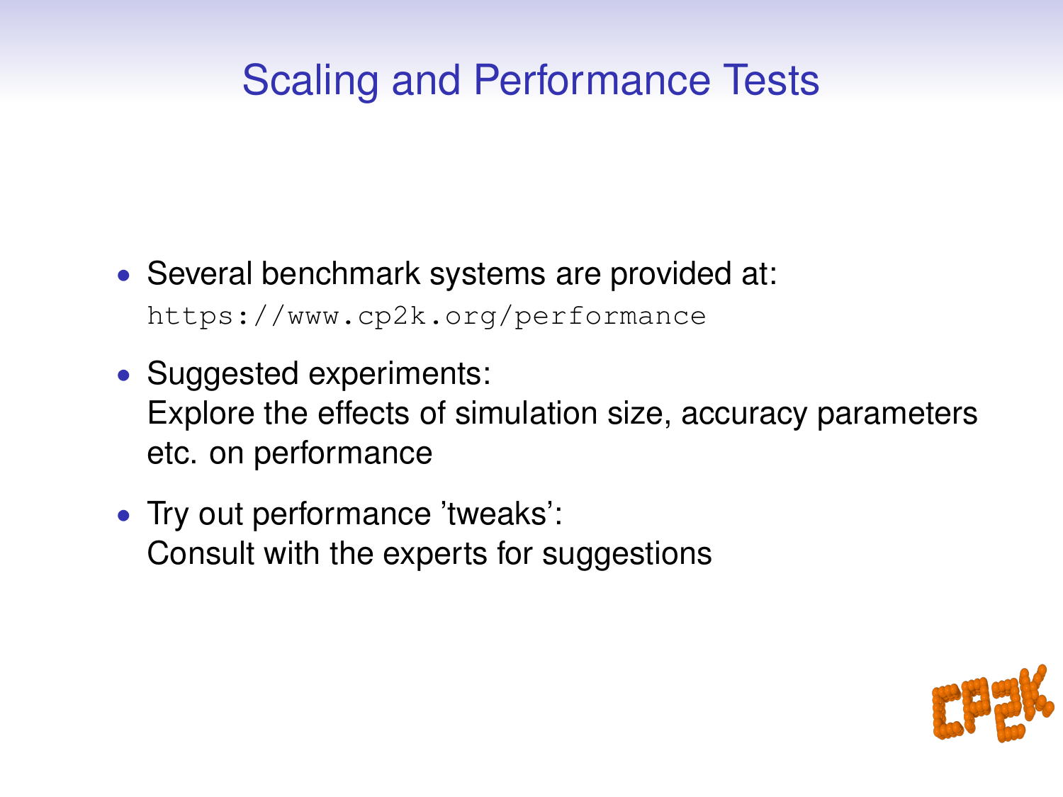# Scaling and Performance Tests

- Several benchmark systems are provided at: `https://www.cp2k.org/performance`
- Suggested experiments:
  Explore the effects of simulation size, accuracy parameters etc. on performance
- Try out performance 'tweaks':
  Consult with the experts for suggestions